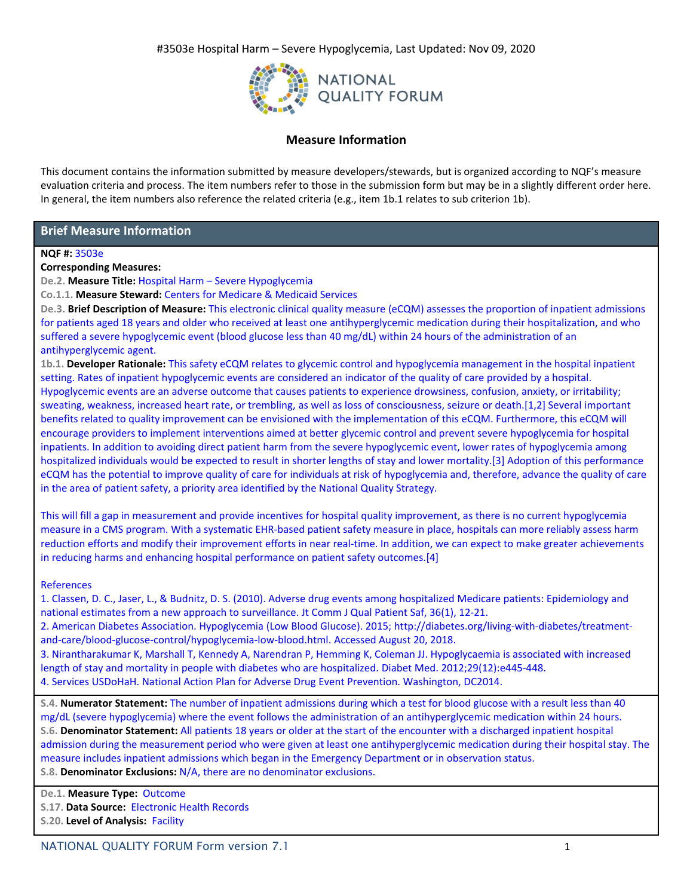#3503e Hospital Harm – Severe Hypoglycemia, Last Updated: Nov 09, 2020

NATIONAL QUALITY FORUM

## Measure Information

This document contains the information submitted by measure developers/stewards, but is organized according to NQF's measure evaluation criteria and process. The item numbers refer to those in the submission form but may be in a slightly different order here. In general, the item numbers also reference the related criteria (e.g., item 1b.1 relates to sub criterion 1b).

## Brief Measure Information

**NQF #:** 3503e

**Corresponding Measures:**

De.2. **Measure Title:** Hospital Harm – Severe Hypoglycemia

Co.1.1. **Measure Steward:** Centers for Medicare & Medicaid Services

De.3. **Brief Description of Measure:** This electronic clinical quality measure (eCQM) assesses the proportion of inpatient admissions for patients aged 18 years and older who received at least one antihyperglycemic medication during their hospitalization, and who suffered a severe hypoglycemic event (blood glucose less than 40 mg/dL) within 24 hours of the administration of an antihyperglycemic agent.

1b.1. **Developer Rationale:** This safety eCQM relates to glycemic control and hypoglycemia management in the hospital inpatient setting. Rates of inpatient hypoglycemic events are considered an indicator of the quality of care provided by a hospital. Hypoglycemic events are an adverse outcome that causes patients to experience drowsiness, confusion, anxiety, or irritability; sweating, weakness, increased heart rate, or trembling, as well as loss of consciousness, seizure or death.[1,2] Several important benefits related to quality improvement can be envisioned with the implementation of this eCQM. Furthermore, this eCQM will encourage providers to implement interventions aimed at better glycemic control and prevent severe hypoglycemia for hospital inpatients. In addition to avoiding direct patient harm from the severe hypoglycemic event, lower rates of hypoglycemia among hospitalized individuals would be expected to result in shorter lengths of stay and lower mortality.[3] Adoption of this performance eCQM has the potential to improve quality of care for individuals at risk of hypoglycemia and, therefore, advance the quality of care in the area of patient safety, a priority area identified by the National Quality Strategy.

This will fill a gap in measurement and provide incentives for hospital quality improvement, as there is no current hypoglycemia measure in a CMS program. With a systematic EHR-based patient safety measure in place, hospitals can more reliably assess harm reduction efforts and modify their improvement efforts in near real-time. In addition, we can expect to make greater achievements in reducing harms and enhancing hospital performance on patient safety outcomes.[4]

References

1. Classen, D. C., Jaser, L., & Budnitz, D. S. (2010). Adverse drug events among hospitalized Medicare patients: Epidemiology and national estimates from a new approach to surveillance. Jt Comm J Qual Patient Saf, 36(1), 12-21.
2. American Diabetes Association. Hypoglycemia (Low Blood Glucose). 2015; http://diabetes.org/living-with-diabetes/treatment-and-care/blood-glucose-control/hypoglycemia-low-blood.html. Accessed August 20, 2018.
3. Nirantharakumar K, Marshall T, Kennedy A, Narendran P, Hemming K, Coleman JJ. Hypoglycaemia is associated with increased length of stay and mortality in people with diabetes who are hospitalized. Diabet Med. 2012;29(12):e445-448.
4. Services USDoHaH. National Action Plan for Adverse Drug Event Prevention. Washington, DC2014.

S.4. **Numerator Statement:** The number of inpatient admissions during which a test for blood glucose with a result less than 40 mg/dL (severe hypoglycemia) where the event follows the administration of an antihyperglycemic medication within 24 hours.

S.6. **Denominator Statement:** All patients 18 years or older at the start of the encounter with a discharged inpatient hospital admission during the measurement period who were given at least one antihyperglycemic medication during their hospital stay. The measure includes inpatient admissions which began in the Emergency Department or in observation status.

S.8. **Denominator Exclusions:** N/A, there are no denominator exclusions.

De.1. **Measure Type:** Outcome

S.17. **Data Source:** Electronic Health Records

S.20. **Level of Analysis:** Facility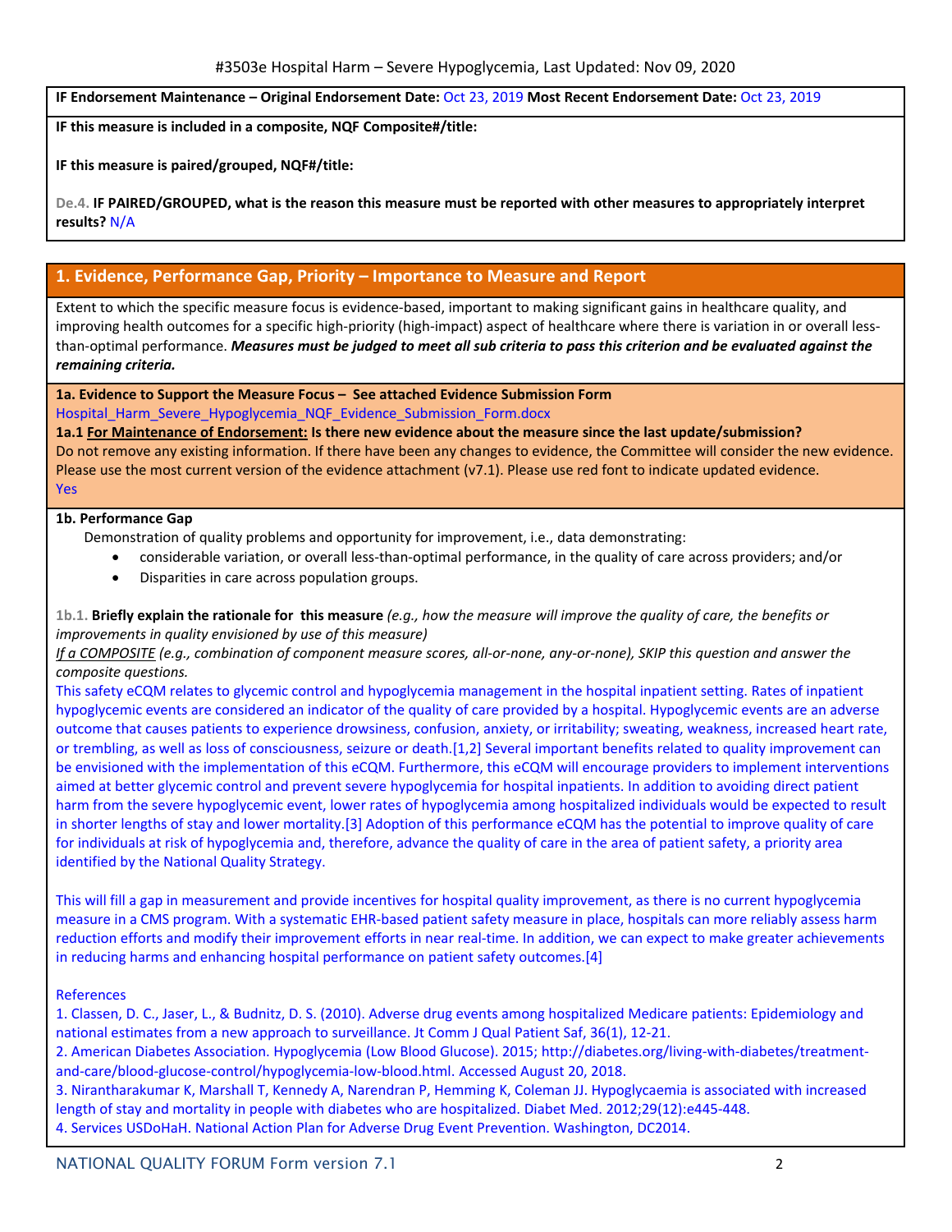**IF Endorsement Maintenance – Original Endorsement Date:** Oct 23, 2019 **Most Recent Endorsement Date:** Oct 23, 2019

**IF this measure is included in a composite, NQF Composite#/title:**

**IF this measure is paired/grouped, NQF#/title:**

De.4. **IF PAIRED/GROUPED, what is the reason this measure must be reported with other measures to appropriately interpret results?** N/A

## 1. Evidence, Performance Gap, Priority – Importance to Measure and Report

Extent to which the specific measure focus is evidence-based, important to making significant gains in healthcare quality, and improving health outcomes for a specific high-priority (high-impact) aspect of healthcare where there is variation in or overall less-than-optimal performance. ***Measures must be judged to meet all sub criteria to pass this criterion and be evaluated against the remaining criteria.***

**1a. Evidence to Support the Measure Focus – See attached Evidence Submission Form**

Hospital_Harm_Severe_Hypoglycemia_NQF_Evidence_Submission_Form.docx

**1a.1 For Maintenance of Endorsement: Is there new evidence about the measure since the last update/submission?**

Do not remove any existing information. If there have been any changes to evidence, the Committee will consider the new evidence. Please use the most current version of the evidence attachment (v7.1). Please use red font to indicate updated evidence.

Yes

**1b. Performance Gap**

Demonstration of quality problems and opportunity for improvement, i.e., data demonstrating:

- considerable variation, or overall less-than-optimal performance, in the quality of care across providers; and/or
- Disparities in care across population groups.

1b.1. **Briefly explain the rationale for this measure** *(e.g., how the measure will improve the quality of care, the benefits or improvements in quality envisioned by use of this measure)*

*If a COMPOSITE (e.g., combination of component measure scores, all-or-none, any-or-none), SKIP this question and answer the composite questions.*

This safety eCQM relates to glycemic control and hypoglycemia management in the hospital inpatient setting. Rates of inpatient hypoglycemic events are considered an indicator of the quality of care provided by a hospital. Hypoglycemic events are an adverse outcome that causes patients to experience drowsiness, confusion, anxiety, or irritability; sweating, weakness, increased heart rate, or trembling, as well as loss of consciousness, seizure or death.[1,2] Several important benefits related to quality improvement can be envisioned with the implementation of this eCQM. Furthermore, this eCQM will encourage providers to implement interventions aimed at better glycemic control and prevent severe hypoglycemia for hospital inpatients. In addition to avoiding direct patient harm from the severe hypoglycemic event, lower rates of hypoglycemia among hospitalized individuals would be expected to result in shorter lengths of stay and lower mortality.[3] Adoption of this performance eCQM has the potential to improve quality of care for individuals at risk of hypoglycemia and, therefore, advance the quality of care in the area of patient safety, a priority area identified by the National Quality Strategy.

This will fill a gap in measurement and provide incentives for hospital quality improvement, as there is no current hypoglycemia measure in a CMS program. With a systematic EHR-based patient safety measure in place, hospitals can more reliably assess harm reduction efforts and modify their improvement efforts in near real-time. In addition, we can expect to make greater achievements in reducing harms and enhancing hospital performance on patient safety outcomes.[4]

References

1. Classen, D. C., Jaser, L., & Budnitz, D. S. (2010). Adverse drug events among hospitalized Medicare patients: Epidemiology and national estimates from a new approach to surveillance. Jt Comm J Qual Patient Saf, 36(1), 12-21.
2. American Diabetes Association. Hypoglycemia (Low Blood Glucose). 2015; http://diabetes.org/living-with-diabetes/treatment-and-care/blood-glucose-control/hypoglycemia-low-blood.html. Accessed August 20, 2018.
3. Nirantharakumar K, Marshall T, Kennedy A, Narendran P, Hemming K, Coleman JJ. Hypoglycaemia is associated with increased length of stay and mortality in people with diabetes who are hospitalized. Diabet Med. 2012;29(12):e445-448.
4. Services USDoHaH. National Action Plan for Adverse Drug Event Prevention. Washington, DC2014.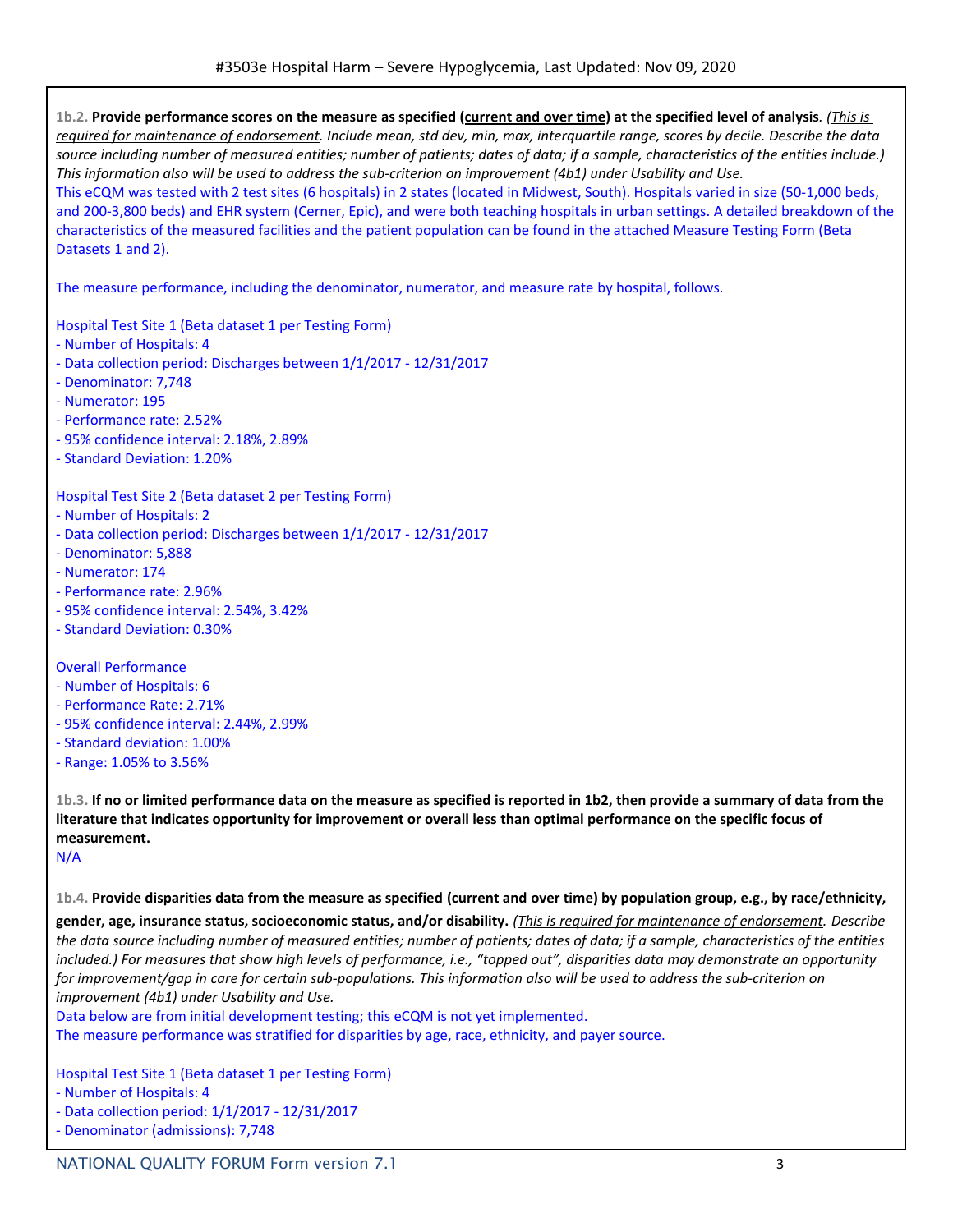**1b.2. Provide performance scores on the measure as specified (current and over time) at the specified level of analysis.** *(This is required for maintenance of endorsement. Include mean, std dev, min, max, interquartile range, scores by decile. Describe the data source including number of measured entities; number of patients; dates of data; if a sample, characteristics of the entities include.) This information also will be used to address the sub-criterion on improvement (4b1) under Usability and Use.*

This eCQM was tested with 2 test sites (6 hospitals) in 2 states (located in Midwest, South). Hospitals varied in size (50-1,000 beds, and 200-3,800 beds) and EHR system (Cerner, Epic), and were both teaching hospitals in urban settings. A detailed breakdown of the characteristics of the measured facilities and the patient population can be found in the attached Measure Testing Form (Beta Datasets 1 and 2).

The measure performance, including the denominator, numerator, and measure rate by hospital, follows.

Hospital Test Site 1 (Beta dataset 1 per Testing Form)
- Number of Hospitals: 4
- Data collection period: Discharges between 1/1/2017 - 12/31/2017
- Denominator: 7,748
- Numerator: 195
- Performance rate: 2.52%
- 95% confidence interval: 2.18%, 2.89%
- Standard Deviation: 1.20%

Hospital Test Site 2 (Beta dataset 2 per Testing Form)
- Number of Hospitals: 2
- Data collection period: Discharges between 1/1/2017 - 12/31/2017
- Denominator: 5,888
- Numerator: 174
- Performance rate: 2.96%
- 95% confidence interval: 2.54%, 3.42%
- Standard Deviation: 0.30%

Overall Performance
- Number of Hospitals: 6
- Performance Rate: 2.71%
- 95% confidence interval: 2.44%, 2.99%
- Standard deviation: 1.00%
- Range: 1.05% to 3.56%

**1b.3. If no or limited performance data on the measure as specified is reported in 1b2, then provide a summary of data from the literature that indicates opportunity for improvement or overall less than optimal performance on the specific focus of measurement.**

N/A

**1b.4. Provide disparities data from the measure as specified (current and over time) by population group, e.g., by race/ethnicity, gender, age, insurance status, socioeconomic status, and/or disability.** *(This is required for maintenance of endorsement. Describe the data source including number of measured entities; number of patients; dates of data; if a sample, characteristics of the entities included.) For measures that show high levels of performance, i.e., "topped out", disparities data may demonstrate an opportunity for improvement/gap in care for certain sub-populations. This information also will be used to address the sub-criterion on improvement (4b1) under Usability and Use.*

Data below are from initial development testing; this eCQM is not yet implemented.

The measure performance was stratified for disparities by age, race, ethnicity, and payer source.

Hospital Test Site 1 (Beta dataset 1 per Testing Form)
- Number of Hospitals: 4
- Data collection period: 1/1/2017 - 12/31/2017
- Denominator (admissions): 7,748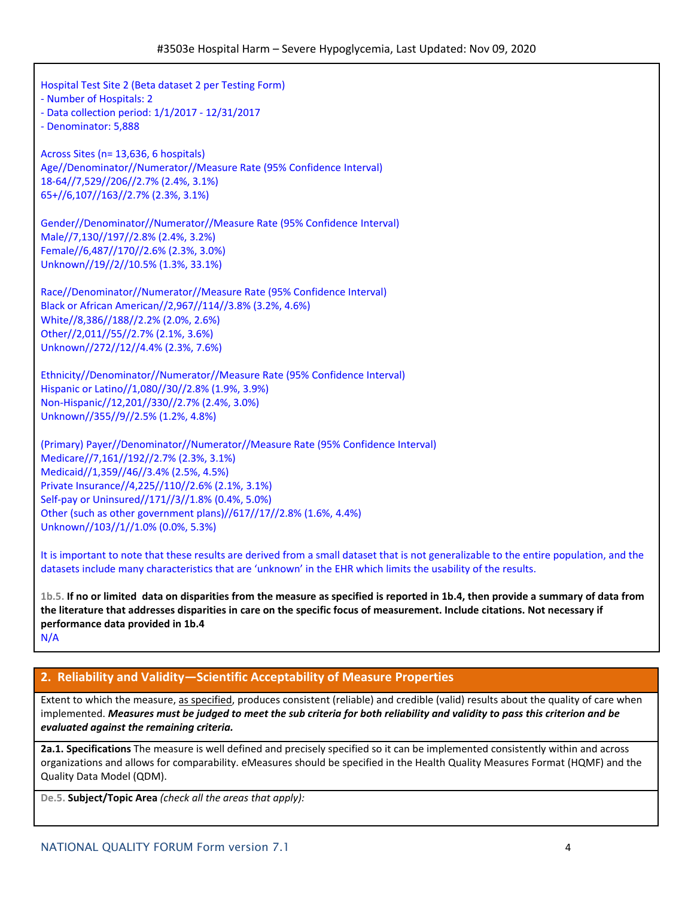Hospital Test Site 2 (Beta dataset 2 per Testing Form)
- Number of Hospitals: 2
- Data collection period: 1/1/2017 - 12/31/2017
- Denominator: 5,888

Across Sites (n= 13,636, 6 hospitals)
Age//Denominator//Numerator//Measure Rate (95% Confidence Interval)
18-64//7,529//206//2.7% (2.4%, 3.1%)
65+//6,107//163//2.7% (2.3%, 3.1%)

Gender//Denominator//Numerator//Measure Rate (95% Confidence Interval)
Male//7,130//197//2.8% (2.4%, 3.2%)
Female//6,487//170//2.6% (2.3%, 3.0%)
Unknown//19//2//10.5% (1.3%, 33.1%)

Race//Denominator//Numerator//Measure Rate (95% Confidence Interval)
Black or African American//2,967//114//3.8% (3.2%, 4.6%)
White//8,386//188//2.2% (2.0%, 2.6%)
Other//2,011//55//2.7% (2.1%, 3.6%)
Unknown//272//12//4.4% (2.3%, 7.6%)

Ethnicity//Denominator//Numerator//Measure Rate (95% Confidence Interval)
Hispanic or Latino//1,080//30//2.8% (1.9%, 3.9%)
Non-Hispanic//12,201//330//2.7% (2.4%, 3.0%)
Unknown//355//9//2.5% (1.2%, 4.8%)

(Primary) Payer//Denominator//Numerator//Measure Rate (95% Confidence Interval)
Medicare//7,161//192//2.7% (2.3%, 3.1%)
Medicaid//1,359//46//3.4% (2.5%, 4.5%)
Private Insurance//4,225//110//2.6% (2.1%, 3.1%)
Self-pay or Uninsured//171//3//1.8% (0.4%, 5.0%)
Other (such as other government plans)//617//17//2.8% (1.6%, 4.4%)
Unknown//103//1//1.0% (0.0%, 5.3%)

It is important to note that these results are derived from a small dataset that is not generalizable to the entire population, and the datasets include many characteristics that are 'unknown' in the EHR which limits the usability of the results.

1b.5. **If no or limited data on disparities from the measure as specified is reported in 1b.4, then provide a summary of data from the literature that addresses disparities in care on the specific focus of measurement. Include citations. Not necessary if performance data provided in 1b.4**

N/A

## 2. Reliability and Validity—Scientific Acceptability of Measure Properties

Extent to which the measure, as specified, produces consistent (reliable) and credible (valid) results about the quality of care when implemented. ***Measures must be judged to meet the sub criteria for both reliability and validity to pass this criterion and be evaluated against the remaining criteria.***

**2a.1. Specifications** The measure is well defined and precisely specified so it can be implemented consistently within and across organizations and allows for comparability. eMeasures should be specified in the Health Quality Measures Format (HQMF) and the Quality Data Model (QDM).

De.5. **Subject/Topic Area** *(check all the areas that apply):*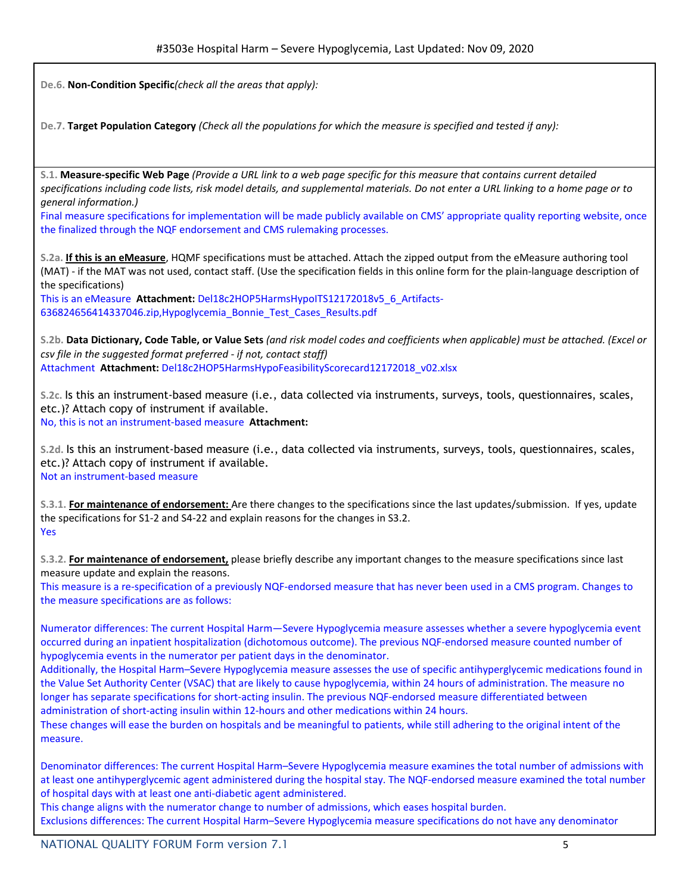**De.6. Non-Condition Specific** *(check all the areas that apply):*

**De.7. Target Population Category** *(Check all the populations for which the measure is specified and tested if any):*

**S.1. Measure-specific Web Page** *(Provide a URL link to a web page specific for this measure that contains current detailed specifications including code lists, risk model details, and supplemental materials. Do not enter a URL linking to a home page or to general information.)*

Final measure specifications for implementation will be made publicly available on CMS' appropriate quality reporting website, once the finalized through the NQF endorsement and CMS rulemaking processes.

**S.2a. <u>If this is an eMeasure</u>**, HQMF specifications must be attached. Attach the zipped output from the eMeasure authoring tool (MAT) - if the MAT was not used, contact staff. (Use the specification fields in this online form for the plain-language description of the specifications)

This is an eMeasure **Attachment:** Del18c2HOP5HarmsHypoITS12172018v5_6_Artifacts-636824656414337046.zip,Hypoglycemia_Bonnie_Test_Cases_Results.pdf

**S.2b. Data Dictionary, Code Table, or Value Sets** *(and risk model codes and coefficients when applicable) must be attached. (Excel or csv file in the suggested format preferred - if not, contact staff)*

Attachment **Attachment:** Del18c2HOP5HarmsHypoFeasibilityScorecard12172018_v02.xlsx

**S.2c.** Is this an instrument-based measure (i.e., data collected via instruments, surveys, tools, questionnaires, scales, etc.)? Attach copy of instrument if available.

No, this is not an instrument-based measure **Attachment:**

**S.2d.** Is this an instrument-based measure (i.e., data collected via instruments, surveys, tools, questionnaires, scales, etc.)? Attach copy of instrument if available.

Not an instrument-based measure

**S.3.1. <u>For maintenance of endorsement:</u>** Are there changes to the specifications since the last updates/submission. If yes, update the specifications for S1-2 and S4-22 and explain reasons for the changes in S3.2.

Yes

**S.3.2. <u>For maintenance of endorsement,</u>** please briefly describe any important changes to the measure specifications since last measure update and explain the reasons.

This measure is a re-specification of a previously NQF-endorsed measure that has never been used in a CMS program. Changes to the measure specifications are as follows:

Numerator differences: The current Hospital Harm—Severe Hypoglycemia measure assesses whether a severe hypoglycemia event occurred during an inpatient hospitalization (dichotomous outcome). The previous NQF-endorsed measure counted number of hypoglycemia events in the numerator per patient days in the denominator.

Additionally, the Hospital Harm–Severe Hypoglycemia measure assesses the use of specific antihyperglycemic medications found in the Value Set Authority Center (VSAC) that are likely to cause hypoglycemia, within 24 hours of administration. The measure no longer has separate specifications for short-acting insulin. The previous NQF-endorsed measure differentiated between administration of short-acting insulin within 12-hours and other medications within 24 hours.

These changes will ease the burden on hospitals and be meaningful to patients, while still adhering to the original intent of the measure.

Denominator differences: The current Hospital Harm–Severe Hypoglycemia measure examines the total number of admissions with at least one antihyperglycemic agent administered during the hospital stay. The NQF-endorsed measure examined the total number of hospital days with at least one anti-diabetic agent administered.

This change aligns with the numerator change to number of admissions, which eases hospital burden.

Exclusions differences: The current Hospital Harm–Severe Hypoglycemia measure specifications do not have any denominator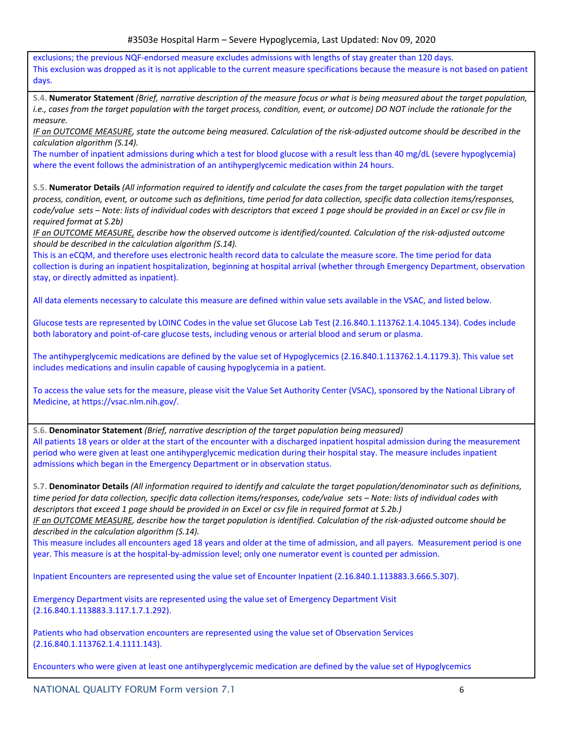exclusions; the previous NQF-endorsed measure excludes admissions with lengths of stay greater than 120 days. This exclusion was dropped as it is not applicable to the current measure specifications because the measure is not based on patient days.

**S.4. Numerator Statement** *(Brief, narrative description of the measure focus or what is being measured about the target population, i.e., cases from the target population with the target process, condition, event, or outcome) DO NOT include the rationale for the measure.*

*IF an OUTCOME MEASURE, state the outcome being measured. Calculation of the risk-adjusted outcome should be described in the calculation algorithm (S.14).*

The number of inpatient admissions during which a test for blood glucose with a result less than 40 mg/dL (severe hypoglycemia) where the event follows the administration of an antihyperglycemic medication within 24 hours.

**S.5. Numerator Details** *(All information required to identify and calculate the cases from the target population with the target process, condition, event, or outcome such as definitions, time period for data collection, specific data collection items/responses, code/value sets – Note: lists of individual codes with descriptors that exceed 1 page should be provided in an Excel or csv file in required format at S.2b)*

*IF an OUTCOME MEASURE, describe how the observed outcome is identified/counted. Calculation of the risk-adjusted outcome should be described in the calculation algorithm (S.14).*

This is an eCQM, and therefore uses electronic health record data to calculate the measure score. The time period for data collection is during an inpatient hospitalization, beginning at hospital arrival (whether through Emergency Department, observation stay, or directly admitted as inpatient).

All data elements necessary to calculate this measure are defined within value sets available in the VSAC, and listed below.

Glucose tests are represented by LOINC Codes in the value set Glucose Lab Test (2.16.840.1.113762.1.4.1045.134). Codes include both laboratory and point-of-care glucose tests, including venous or arterial blood and serum or plasma.

The antihyperglycemic medications are defined by the value set of Hypoglycemics (2.16.840.1.113762.1.4.1179.3). This value set includes medications and insulin capable of causing hypoglycemia in a patient.

To access the value sets for the measure, please visit the Value Set Authority Center (VSAC), sponsored by the National Library of Medicine, at https://vsac.nlm.nih.gov/.

**S.6. Denominator Statement** *(Brief, narrative description of the target population being measured)*

All patients 18 years or older at the start of the encounter with a discharged inpatient hospital admission during the measurement period who were given at least one antihyperglycemic medication during their hospital stay. The measure includes inpatient admissions which began in the Emergency Department or in observation status.

**S.7. Denominator Details** *(All information required to identify and calculate the target population/denominator such as definitions, time period for data collection, specific data collection items/responses, code/value sets – Note: lists of individual codes with descriptors that exceed 1 page should be provided in an Excel or csv file in required format at S.2b.)*

*IF an OUTCOME MEASURE, describe how the target population is identified. Calculation of the risk-adjusted outcome should be described in the calculation algorithm (S.14).*

This measure includes all encounters aged 18 years and older at the time of admission, and all payers. Measurement period is one year. This measure is at the hospital-by-admission level; only one numerator event is counted per admission.

Inpatient Encounters are represented using the value set of Encounter Inpatient (2.16.840.1.113883.3.666.5.307).

Emergency Department visits are represented using the value set of Emergency Department Visit (2.16.840.1.113883.3.117.1.7.1.292).

Patients who had observation encounters are represented using the value set of Observation Services (2.16.840.1.113762.1.4.1111.143).

Encounters who were given at least one antihyperglycemic medication are defined by the value set of Hypoglycemics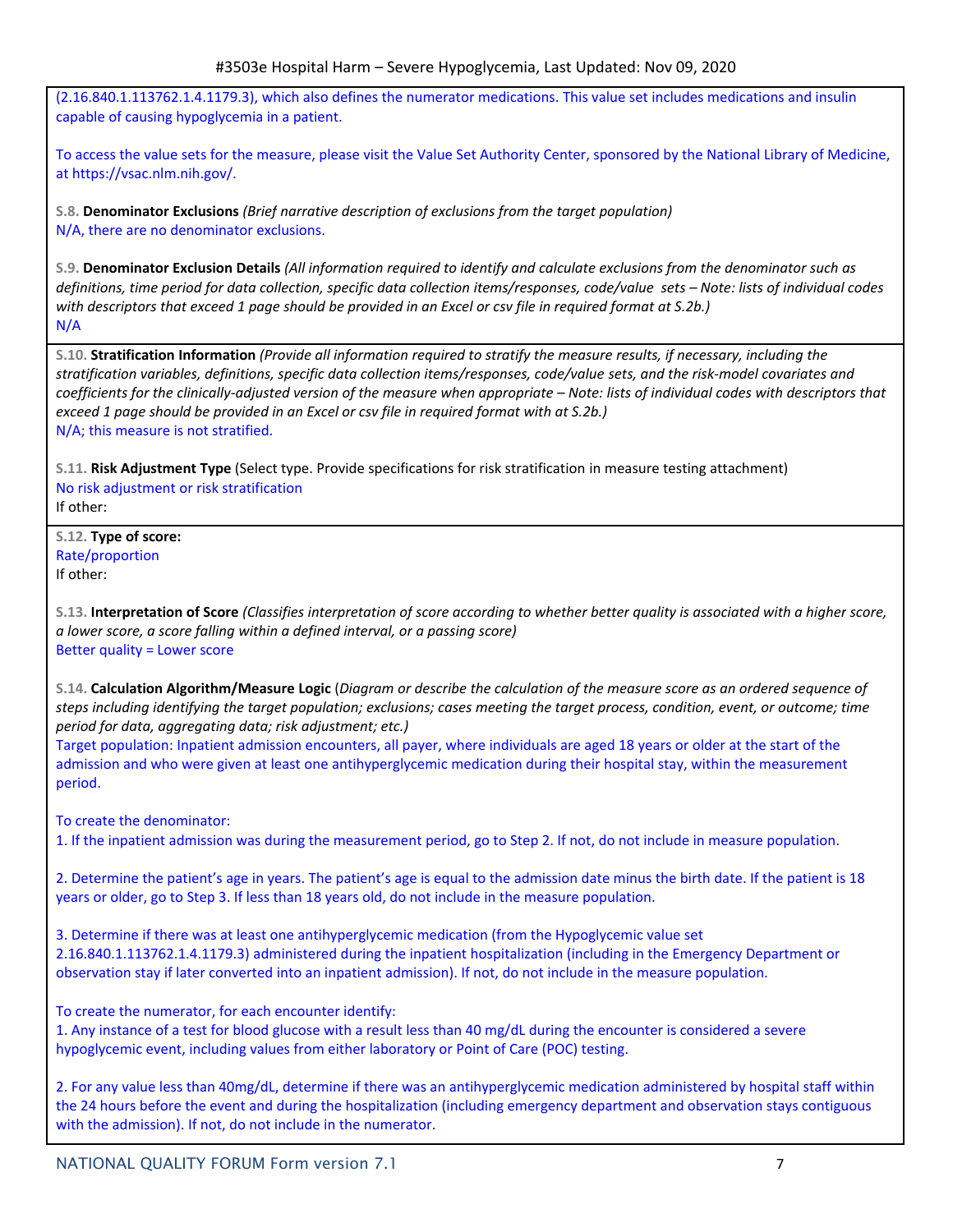(2.16.840.1.113762.1.4.1179.3), which also defines the numerator medications. This value set includes medications and insulin capable of causing hypoglycemia in a patient.

To access the value sets for the measure, please visit the Value Set Authority Center, sponsored by the National Library of Medicine, at https://vsac.nlm.nih.gov/.

S.8. **Denominator Exclusions** *(Brief narrative description of exclusions from the target population)*
N/A, there are no denominator exclusions.

S.9. **Denominator Exclusion Details** *(All information required to identify and calculate exclusions from the denominator such as definitions, time period for data collection, specific data collection items/responses, code/value sets – Note: lists of individual codes with descriptors that exceed 1 page should be provided in an Excel or csv file in required format at S.2b.)*
N/A

S.10. **Stratification Information** *(Provide all information required to stratify the measure results, if necessary, including the stratification variables, definitions, specific data collection items/responses, code/value sets, and the risk-model covariates and coefficients for the clinically-adjusted version of the measure when appropriate – Note: lists of individual codes with descriptors that exceed 1 page should be provided in an Excel or csv file in required format with at S.2b.)*
N/A; this measure is not stratified.

S.11. **Risk Adjustment Type** (Select type. Provide specifications for risk stratification in measure testing attachment)
No risk adjustment or risk stratification
If other:

S.12. **Type of score:**
Rate/proportion
If other:

S.13. **Interpretation of Score** *(Classifies interpretation of score according to whether better quality is associated with a higher score, a lower score, a score falling within a defined interval, or a passing score)*
Better quality = Lower score

S.14. **Calculation Algorithm/Measure Logic** (*Diagram or describe the calculation of the measure score as an ordered sequence of steps including identifying the target population; exclusions; cases meeting the target process, condition, event, or outcome; time period for data, aggregating data; risk adjustment; etc.)*
Target population: Inpatient admission encounters, all payer, where individuals are aged 18 years or older at the start of the admission and who were given at least one antihyperglycemic medication during their hospital stay, within the measurement period.

To create the denominator:
1. If the inpatient admission was during the measurement period, go to Step 2. If not, do not include in measure population.

2. Determine the patient's age in years. The patient's age is equal to the admission date minus the birth date. If the patient is 18 years or older, go to Step 3. If less than 18 years old, do not include in the measure population.

3. Determine if there was at least one antihyperglycemic medication (from the Hypoglycemic value set 2.16.840.1.113762.1.4.1179.3) administered during the inpatient hospitalization (including in the Emergency Department or observation stay if later converted into an inpatient admission). If not, do not include in the measure population.

To create the numerator, for each encounter identify:
1. Any instance of a test for blood glucose with a result less than 40 mg/dL during the encounter is considered a severe hypoglycemic event, including values from either laboratory or Point of Care (POC) testing.

2. For any value less than 40mg/dL, determine if there was an antihyperglycemic medication administered by hospital staff within the 24 hours before the event and during the hospitalization (including emergency department and observation stays contiguous with the admission). If not, do not include in the numerator.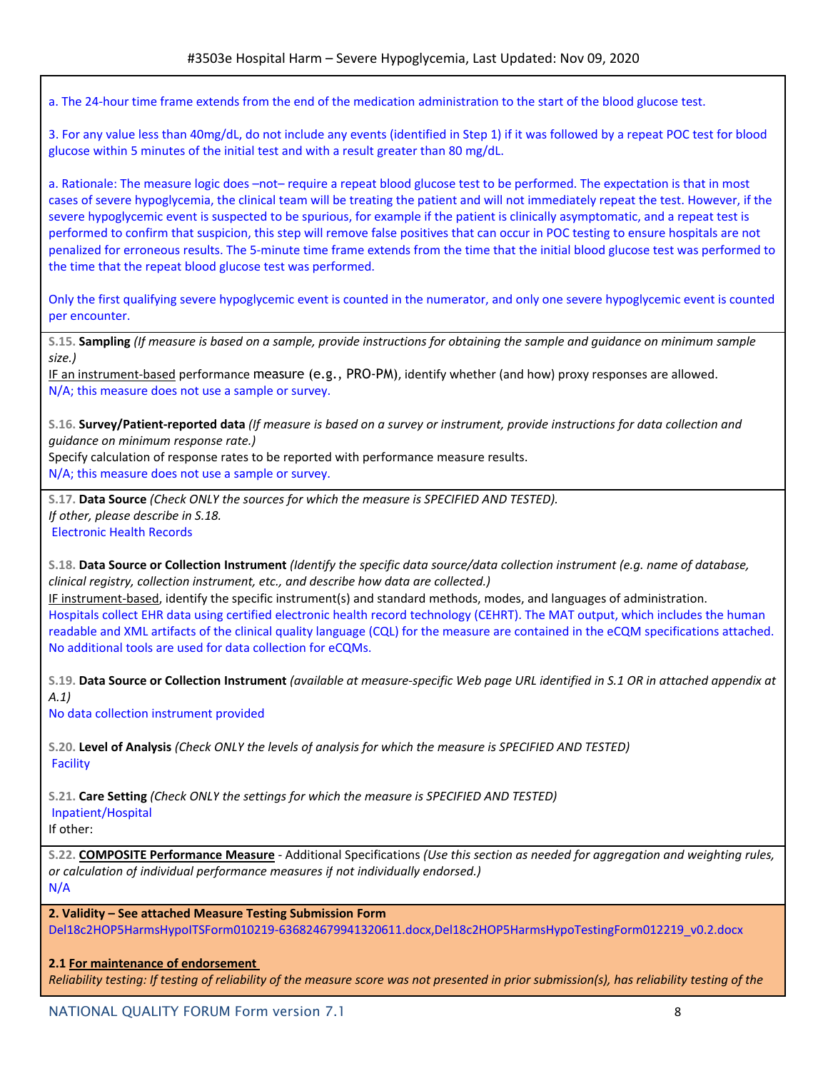a. The 24-hour time frame extends from the end of the medication administration to the start of the blood glucose test.

3. For any value less than 40mg/dL, do not include any events (identified in Step 1) if it was followed by a repeat POC test for blood glucose within 5 minutes of the initial test and with a result greater than 80 mg/dL.

a. Rationale: The measure logic does –not– require a repeat blood glucose test to be performed. The expectation is that in most cases of severe hypoglycemia, the clinical team will be treating the patient and will not immediately repeat the test. However, if the severe hypoglycemic event is suspected to be spurious, for example if the patient is clinically asymptomatic, and a repeat test is performed to confirm that suspicion, this step will remove false positives that can occur in POC testing to ensure hospitals are not penalized for erroneous results. The 5-minute time frame extends from the time that the initial blood glucose test was performed to the time that the repeat blood glucose test was performed.

Only the first qualifying severe hypoglycemic event is counted in the numerator, and only one severe hypoglycemic event is counted per encounter.

S.15. **Sampling** *(If measure is based on a sample, provide instructions for obtaining the sample and guidance on minimum sample size.)*
IF an instrument-based performance measure (e.g., PRO-PM), identify whether (and how) proxy responses are allowed.
N/A; this measure does not use a sample or survey.

S.16. **Survey/Patient-reported data** *(If measure is based on a survey or instrument, provide instructions for data collection and guidance on minimum response rate.)*
Specify calculation of response rates to be reported with performance measure results.
N/A; this measure does not use a sample or survey.

S.17. **Data Source** *(Check ONLY the sources for which the measure is SPECIFIED AND TESTED).*
*If other, please describe in S.18.*
Electronic Health Records

S.18. **Data Source or Collection Instrument** *(Identify the specific data source/data collection instrument (e.g. name of database, clinical registry, collection instrument, etc., and describe how data are collected.)*
IF instrument-based, identify the specific instrument(s) and standard methods, modes, and languages of administration.
Hospitals collect EHR data using certified electronic health record technology (CEHRT). The MAT output, which includes the human readable and XML artifacts of the clinical quality language (CQL) for the measure are contained in the eCQM specifications attached. No additional tools are used for data collection for eCQMs.

S.19. **Data Source or Collection Instrument** *(available at measure-specific Web page URL identified in S.1 OR in attached appendix at A.1)*
No data collection instrument provided

S.20. **Level of Analysis** *(Check ONLY the levels of analysis for which the measure is SPECIFIED AND TESTED)*
Facility

S.21. **Care Setting** *(Check ONLY the settings for which the measure is SPECIFIED AND TESTED)*
Inpatient/Hospital
If other:

S.22. **COMPOSITE Performance Measure** - Additional Specifications *(Use this section as needed for aggregation and weighting rules, or calculation of individual performance measures if not individually endorsed.)*
N/A

**2. Validity – See attached Measure Testing Submission Form**
Del18c2HOP5HarmsHypoITSForm010219-636824679941320611.docx,Del18c2HOP5HarmsHypoTestingForm012219_v0.2.docx

**2.1 For maintenance of endorsement**
*Reliability testing: If testing of reliability of the measure score was not presented in prior submission(s), has reliability testing of the*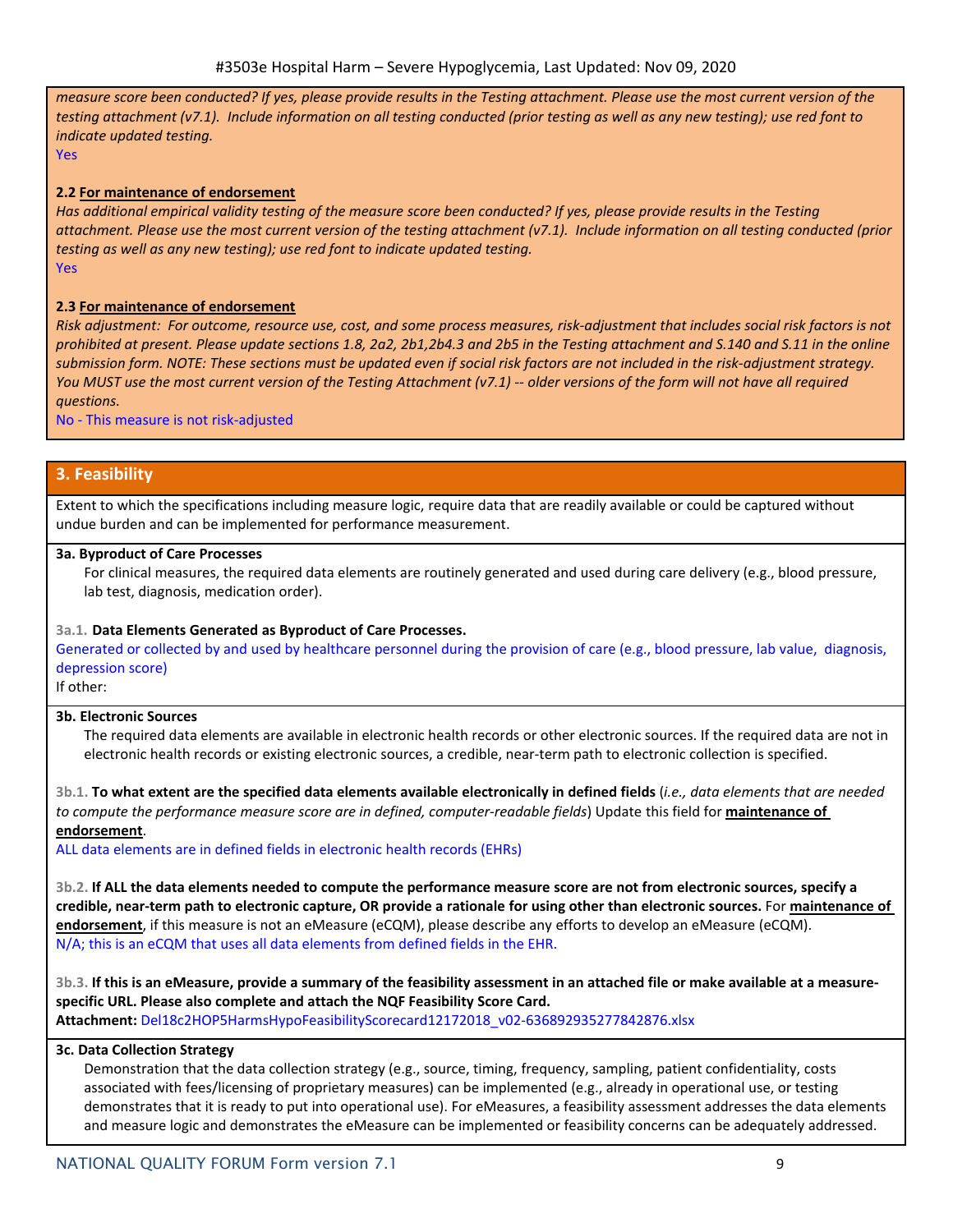*measure score been conducted? If yes, please provide results in the Testing attachment. Please use the most current version of the testing attachment (v7.1). Include information on all testing conducted (prior testing as well as any new testing); use red font to indicate updated testing.*

Yes

**2.2 For maintenance of endorsement**

*Has additional empirical validity testing of the measure score been conducted? If yes, please provide results in the Testing attachment. Please use the most current version of the testing attachment (v7.1). Include information on all testing conducted (prior testing as well as any new testing); use red font to indicate updated testing.*

Yes

**2.3 For maintenance of endorsement**

*Risk adjustment: For outcome, resource use, cost, and some process measures, risk-adjustment that includes social risk factors is not prohibited at present. Please update sections 1.8, 2a2, 2b1,2b4.3 and 2b5 in the Testing attachment and S.140 and S.11 in the online submission form. NOTE: These sections must be updated even if social risk factors are not included in the risk-adjustment strategy. You MUST use the most current version of the Testing Attachment (v7.1) -- older versions of the form will not have all required questions.*

No - This measure is not risk-adjusted

## 3. Feasibility

Extent to which the specifications including measure logic, require data that are readily available or could be captured without undue burden and can be implemented for performance measurement.

**3a. Byproduct of Care Processes**

For clinical measures, the required data elements are routinely generated and used during care delivery (e.g., blood pressure, lab test, diagnosis, medication order).

3a.1. **Data Elements Generated as Byproduct of Care Processes.**

Generated or collected by and used by healthcare personnel during the provision of care (e.g., blood pressure, lab value, diagnosis, depression score)

If other:

**3b. Electronic Sources**

The required data elements are available in electronic health records or other electronic sources. If the required data are not in electronic health records or existing electronic sources, a credible, near-term path to electronic collection is specified.

3b.1. **To what extent are the specified data elements available electronically in defined fields** (*i.e., data elements that are needed to compute the performance measure score are in defined, computer-readable fields*) Update this field for **maintenance of endorsement**.

ALL data elements are in defined fields in electronic health records (EHRs)

3b.2. **If ALL the data elements needed to compute the performance measure score are not from electronic sources, specify a credible, near-term path to electronic capture, OR provide a rationale for using other than electronic sources.** For **maintenance of endorsement**, if this measure is not an eMeasure (eCQM), please describe any efforts to develop an eMeasure (eCQM).

N/A; this is an eCQM that uses all data elements from defined fields in the EHR.

3b.3. **If this is an eMeasure, provide a summary of the feasibility assessment in an attached file or make available at a measure-specific URL. Please also complete and attach the NQF Feasibility Score Card.**

**Attachment:** Del18c2HOP5HarmsHypoFeasibilityScorecard12172018_v02-636892935277842876.xlsx

**3c. Data Collection Strategy**

Demonstration that the data collection strategy (e.g., source, timing, frequency, sampling, patient confidentiality, costs associated with fees/licensing of proprietary measures) can be implemented (e.g., already in operational use, or testing demonstrates that it is ready to put into operational use). For eMeasures, a feasibility assessment addresses the data elements and measure logic and demonstrates the eMeasure can be implemented or feasibility concerns can be adequately addressed.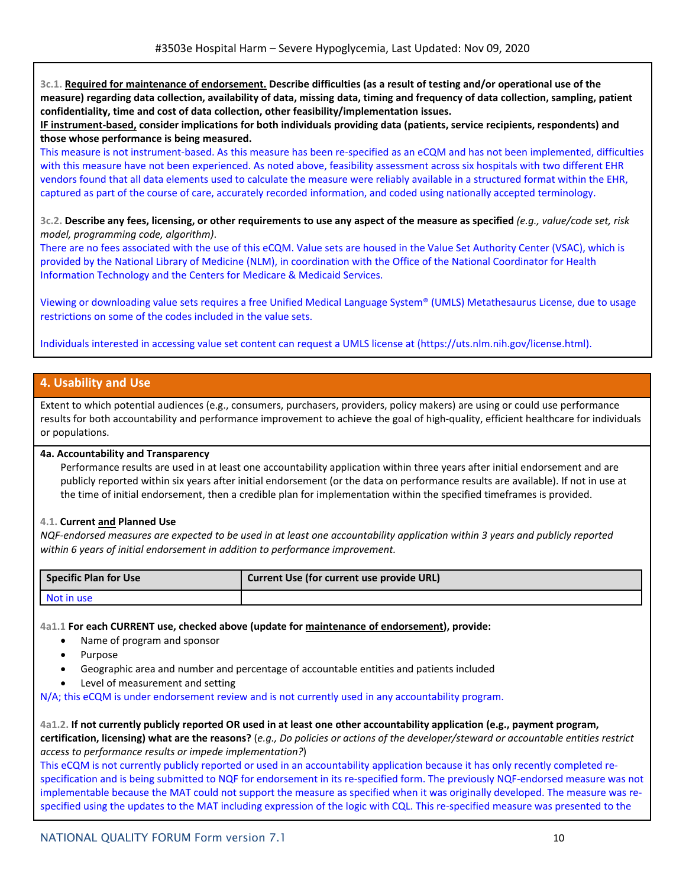3c.1. **Required for maintenance of endorsement. Describe difficulties (as a result of testing and/or operational use of the measure) regarding data collection, availability of data, missing data, timing and frequency of data collection, sampling, patient confidentiality, time and cost of data collection, other feasibility/implementation issues.**

**IF instrument-based, consider implications for both individuals providing data (patients, service recipients, respondents) and those whose performance is being measured.**

This measure is not instrument-based. As this measure has been re-specified as an eCQM and has not been implemented, difficulties with this measure have not been experienced. As noted above, feasibility assessment across six hospitals with two different EHR vendors found that all data elements used to calculate the measure were reliably available in a structured format within the EHR, captured as part of the course of care, accurately recorded information, and coded using nationally accepted terminology.

3c.2. **Describe any fees, licensing, or other requirements to use any aspect of the measure as specified** *(e.g., value/code set, risk model, programming code, algorithm).*

There are no fees associated with the use of this eCQM. Value sets are housed in the Value Set Authority Center (VSAC), which is provided by the National Library of Medicine (NLM), in coordination with the Office of the National Coordinator for Health Information Technology and the Centers for Medicare & Medicaid Services.

Viewing or downloading value sets requires a free Unified Medical Language System® (UMLS) Metathesaurus License, due to usage restrictions on some of the codes included in the value sets.

Individuals interested in accessing value set content can request a UMLS license at (https://uts.nlm.nih.gov/license.html).

## 4. Usability and Use

Extent to which potential audiences (e.g., consumers, purchasers, providers, policy makers) are using or could use performance results for both accountability and performance improvement to achieve the goal of high-quality, efficient healthcare for individuals or populations.

**4a. Accountability and Transparency**

Performance results are used in at least one accountability application within three years after initial endorsement and are publicly reported within six years after initial endorsement (or the data on performance results are available). If not in use at the time of initial endorsement, then a credible plan for implementation within the specified timeframes is provided.

4.1. **Current and Planned Use**

*NQF-endorsed measures are expected to be used in at least one accountability application within 3 years and publicly reported within 6 years of initial endorsement in addition to performance improvement.*

| Specific Plan for Use | Current Use (for current use provide URL) |
|---|---|
| Not in use | |

4a1.1 **For each CURRENT use, checked above (update for maintenance of endorsement), provide:**

- Name of program and sponsor
- Purpose
- Geographic area and number and percentage of accountable entities and patients included
- Level of measurement and setting

N/A; this eCQM is under endorsement review and is not currently used in any accountability program.

4a1.2. **If not currently publicly reported OR used in at least one other accountability application (e.g., payment program, certification, licensing) what are the reasons?** (*e.g., Do policies or actions of the developer/steward or accountable entities restrict access to performance results or impede implementation?*)

This eCQM is not currently publicly reported or used in an accountability application because it has only recently completed re-specification and is being submitted to NQF for endorsement in its re-specified form. The previously NQF-endorsed measure was not implementable because the MAT could not support the measure as specified when it was originally developed. The measure was re-specified using the updates to the MAT including expression of the logic with CQL. This re-specified measure was presented to the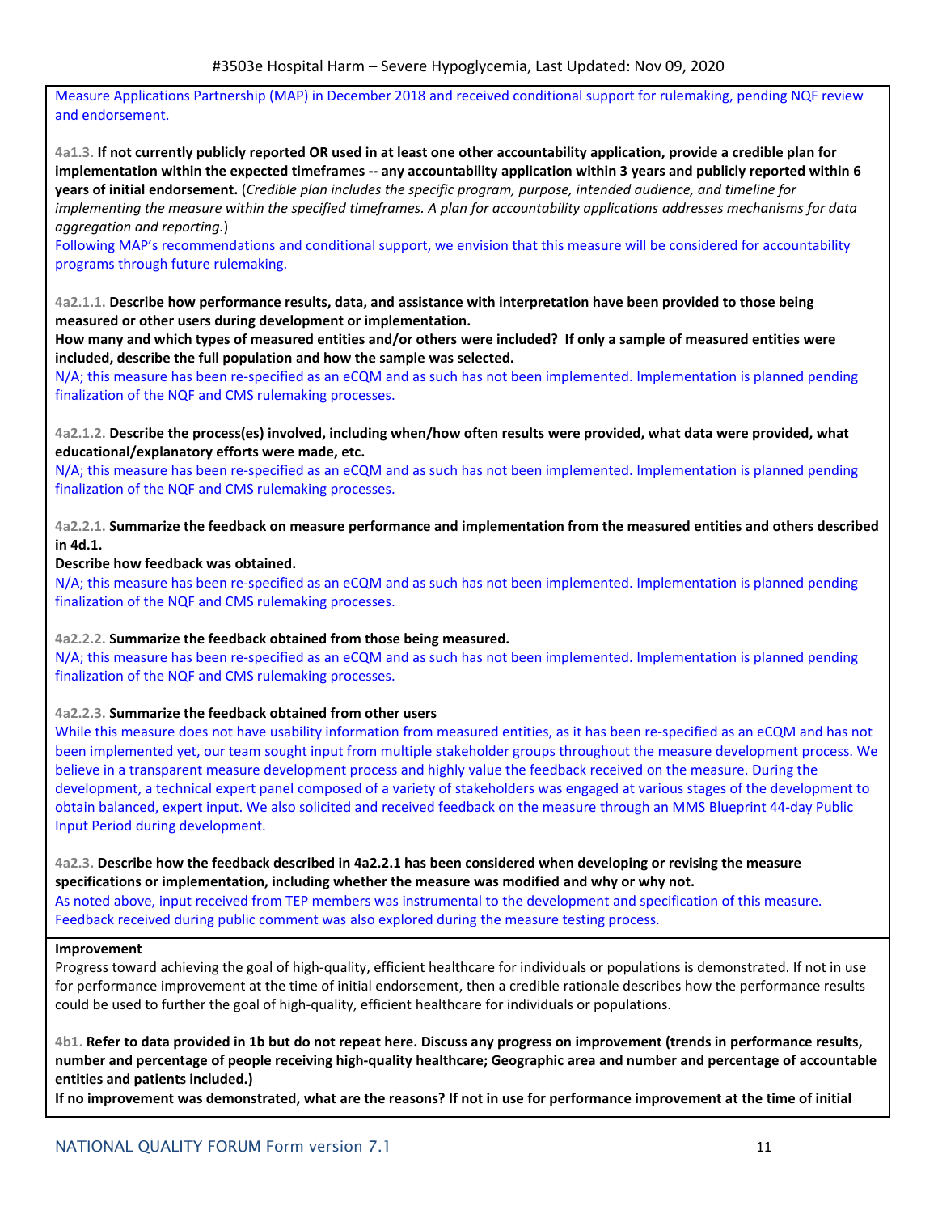Measure Applications Partnership (MAP) in December 2018 and received conditional support for rulemaking, pending NQF review and endorsement.

4a1.3. **If not currently publicly reported OR used in at least one other accountability application, provide a credible plan for implementation within the expected timeframes -- any accountability application within 3 years and publicly reported within 6 years of initial endorsement.** (*Credible plan includes the specific program, purpose, intended audience, and timeline for implementing the measure within the specified timeframes. A plan for accountability applications addresses mechanisms for data aggregation and reporting.*)

Following MAP's recommendations and conditional support, we envision that this measure will be considered for accountability programs through future rulemaking.

4a2.1.1. **Describe how performance results, data, and assistance with interpretation have been provided to those being measured or other users during development or implementation.**

**How many and which types of measured entities and/or others were included? If only a sample of measured entities were included, describe the full population and how the sample was selected.**

N/A; this measure has been re-specified as an eCQM and as such has not been implemented. Implementation is planned pending finalization of the NQF and CMS rulemaking processes.

4a2.1.2. **Describe the process(es) involved, including when/how often results were provided, what data were provided, what educational/explanatory efforts were made, etc.**

N/A; this measure has been re-specified as an eCQM and as such has not been implemented. Implementation is planned pending finalization of the NQF and CMS rulemaking processes.

4a2.2.1. **Summarize the feedback on measure performance and implementation from the measured entities and others described in 4d.1.**

**Describe how feedback was obtained.**

N/A; this measure has been re-specified as an eCQM and as such has not been implemented. Implementation is planned pending finalization of the NQF and CMS rulemaking processes.

4a2.2.2. **Summarize the feedback obtained from those being measured.**

N/A; this measure has been re-specified as an eCQM and as such has not been implemented. Implementation is planned pending finalization of the NQF and CMS rulemaking processes.

4a2.2.3. **Summarize the feedback obtained from other users**

While this measure does not have usability information from measured entities, as it has been re-specified as an eCQM and has not been implemented yet, our team sought input from multiple stakeholder groups throughout the measure development process. We believe in a transparent measure development process and highly value the feedback received on the measure. During the development, a technical expert panel composed of a variety of stakeholders was engaged at various stages of the development to obtain balanced, expert input. We also solicited and received feedback on the measure through an MMS Blueprint 44-day Public Input Period during development.

4a2.3. **Describe how the feedback described in 4a2.2.1 has been considered when developing or revising the measure specifications or implementation, including whether the measure was modified and why or why not.**

As noted above, input received from TEP members was instrumental to the development and specification of this measure. Feedback received during public comment was also explored during the measure testing process.

**Improvement**

Progress toward achieving the goal of high-quality, efficient healthcare for individuals or populations is demonstrated. If not in use for performance improvement at the time of initial endorsement, then a credible rationale describes how the performance results could be used to further the goal of high-quality, efficient healthcare for individuals or populations.

4b1. **Refer to data provided in 1b but do not repeat here. Discuss any progress on improvement (trends in performance results, number and percentage of people receiving high-quality healthcare; Geographic area and number and percentage of accountable entities and patients included.)**

**If no improvement was demonstrated, what are the reasons? If not in use for performance improvement at the time of initial**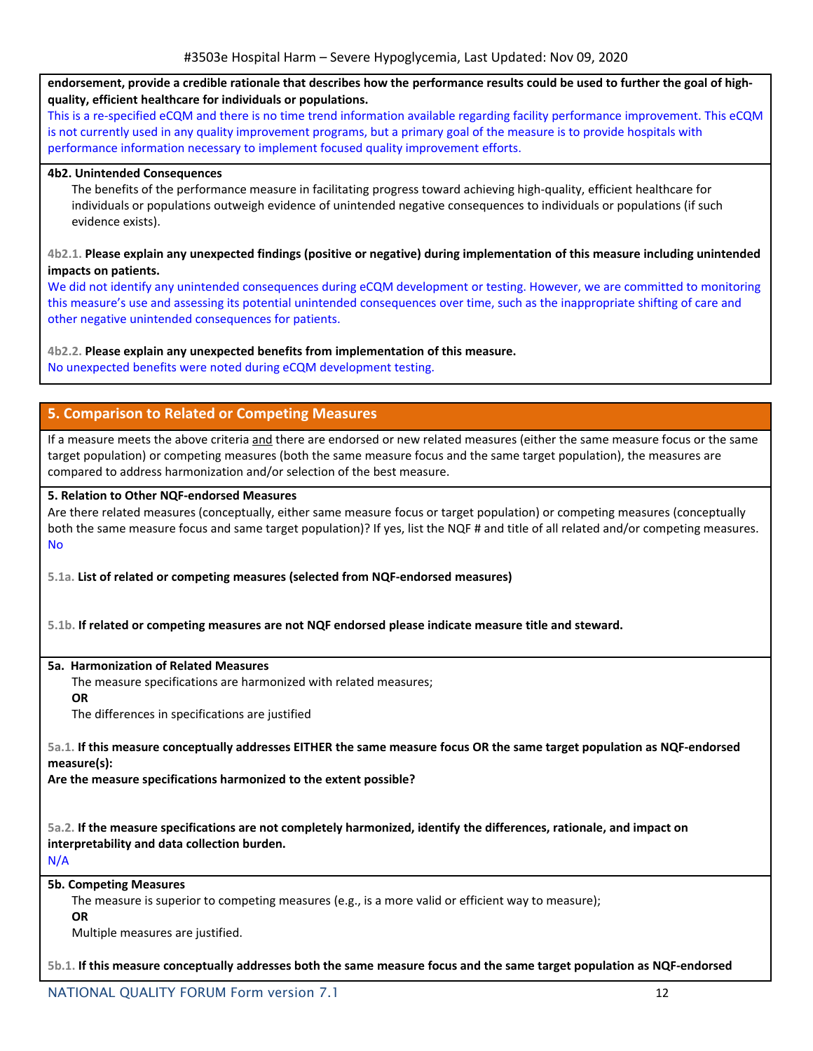**endorsement, provide a credible rationale that describes how the performance results could be used to further the goal of high-quality, efficient healthcare for individuals or populations.**

This is a re-specified eCQM and there is no time trend information available regarding facility performance improvement. This eCQM is not currently used in any quality improvement programs, but a primary goal of the measure is to provide hospitals with performance information necessary to implement focused quality improvement efforts.

**4b2. Unintended Consequences**

The benefits of the performance measure in facilitating progress toward achieving high-quality, efficient healthcare for individuals or populations outweigh evidence of unintended negative consequences to individuals or populations (if such evidence exists).

4b2.1. **Please explain any unexpected findings (positive or negative) during implementation of this measure including unintended impacts on patients.**

We did not identify any unintended consequences during eCQM development or testing. However, we are committed to monitoring this measure's use and assessing its potential unintended consequences over time, such as the inappropriate shifting of care and other negative unintended consequences for patients.

4b2.2. **Please explain any unexpected benefits from implementation of this measure.**

No unexpected benefits were noted during eCQM development testing.

## 5. Comparison to Related or Competing Measures

If a measure meets the above criteria and there are endorsed or new related measures (either the same measure focus or the same target population) or competing measures (both the same measure focus and the same target population), the measures are compared to address harmonization and/or selection of the best measure.

**5. Relation to Other NQF-endorsed Measures**

Are there related measures (conceptually, either same measure focus or target population) or competing measures (conceptually both the same measure focus and same target population)? If yes, list the NQF # and title of all related and/or competing measures.

No

5.1a. **List of related or competing measures (selected from NQF-endorsed measures)**

5.1b. **If related or competing measures are not NQF endorsed please indicate measure title and steward.**

**5a. Harmonization of Related Measures**

The measure specifications are harmonized with related measures;

**OR**

The differences in specifications are justified

5a.1. **If this measure conceptually addresses EITHER the same measure focus OR the same target population as NQF-endorsed measure(s):**

**Are the measure specifications harmonized to the extent possible?**

5a.2. **If the measure specifications are not completely harmonized, identify the differences, rationale, and impact on interpretability and data collection burden.**

N/A

**5b. Competing Measures**

The measure is superior to competing measures (e.g., is a more valid or efficient way to measure);

**OR**

Multiple measures are justified.

5b.1. **If this measure conceptually addresses both the same measure focus and the same target population as NQF-endorsed**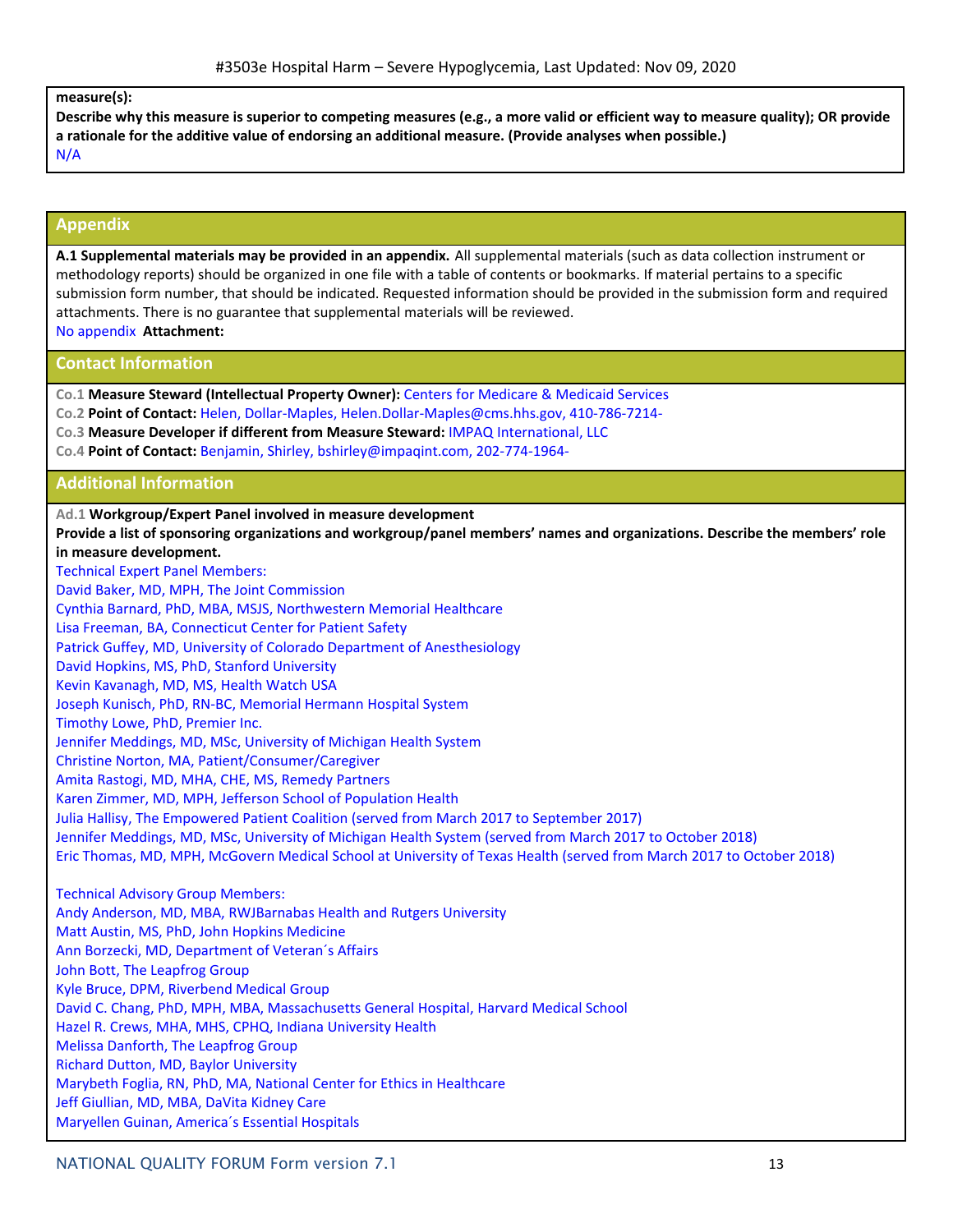**measure(s):**

**Describe why this measure is superior to competing measures (e.g., a more valid or efficient way to measure quality); OR provide a rationale for the additive value of endorsing an additional measure. (Provide analyses when possible.)**

N/A

## Appendix

**A.1 Supplemental materials may be provided in an appendix.** All supplemental materials (such as data collection instrument or methodology reports) should be organized in one file with a table of contents or bookmarks. If material pertains to a specific submission form number, that should be indicated. Requested information should be provided in the submission form and required attachments. There is no guarantee that supplemental materials will be reviewed.

No appendix **Attachment:**

## Contact Information

Co.1 **Measure Steward (Intellectual Property Owner):** Centers for Medicare & Medicaid Services

Co.2 **Point of Contact:** Helen, Dollar-Maples, Helen.Dollar-Maples@cms.hhs.gov, 410-786-7214-

Co.3 **Measure Developer if different from Measure Steward:** IMPAQ International, LLC

Co.4 **Point of Contact:** Benjamin, Shirley, bshirley@impaqint.com, 202-774-1964-

## Additional Information

Ad.1 **Workgroup/Expert Panel involved in measure development**

**Provide a list of sponsoring organizations and workgroup/panel members' names and organizations. Describe the members' role in measure development.**

Technical Expert Panel Members:
David Baker, MD, MPH, The Joint Commission
Cynthia Barnard, PhD, MBA, MSJS, Northwestern Memorial Healthcare
Lisa Freeman, BA, Connecticut Center for Patient Safety
Patrick Guffey, MD, University of Colorado Department of Anesthesiology
David Hopkins, MS, PhD, Stanford University
Kevin Kavanagh, MD, MS, Health Watch USA
Joseph Kunisch, PhD, RN-BC, Memorial Hermann Hospital System
Timothy Lowe, PhD, Premier Inc.
Jennifer Meddings, MD, MSc, University of Michigan Health System
Christine Norton, MA, Patient/Consumer/Caregiver
Amita Rastogi, MD, MHA, CHE, MS, Remedy Partners
Karen Zimmer, MD, MPH, Jefferson School of Population Health
Julia Hallisy, The Empowered Patient Coalition (served from March 2017 to September 2017)
Jennifer Meddings, MD, MSc, University of Michigan Health System (served from March 2017 to October 2018)
Eric Thomas, MD, MPH, McGovern Medical School at University of Texas Health (served from March 2017 to October 2018)

Technical Advisory Group Members:
Andy Anderson, MD, MBA, RWJBarnabas Health and Rutgers University
Matt Austin, MS, PhD, John Hopkins Medicine
Ann Borzecki, MD, Department of Veteran´s Affairs
John Bott, The Leapfrog Group
Kyle Bruce, DPM, Riverbend Medical Group
David C. Chang, PhD, MPH, MBA, Massachusetts General Hospital, Harvard Medical School
Hazel R. Crews, MHA, MHS, CPHQ, Indiana University Health
Melissa Danforth, The Leapfrog Group
Richard Dutton, MD, Baylor University
Marybeth Foglia, RN, PhD, MA, National Center for Ethics in Healthcare
Jeff Giullian, MD, MBA, DaVita Kidney Care
Maryellen Guinan, America´s Essential Hospitals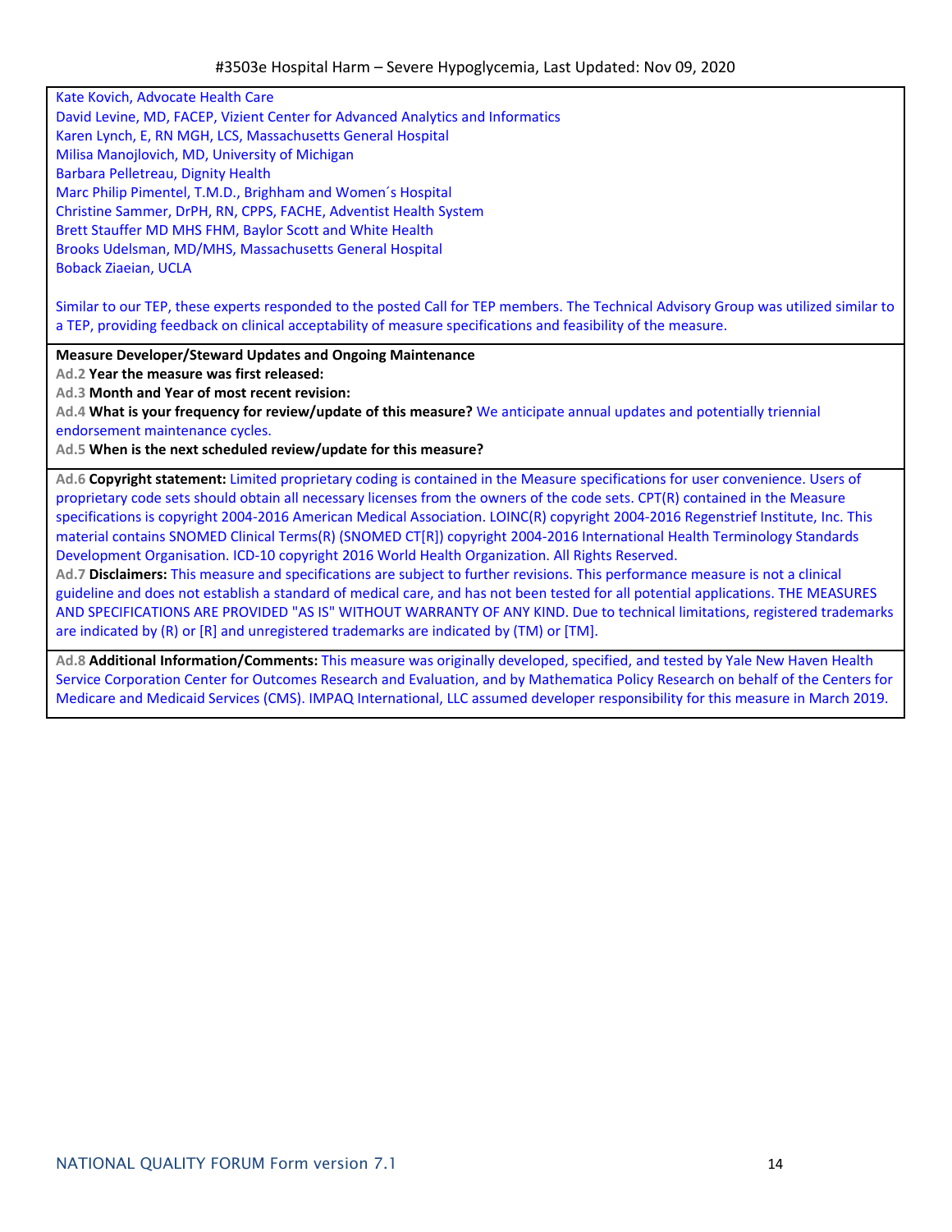Kate Kovich, Advocate Health Care
David Levine, MD, FACEP, Vizient Center for Advanced Analytics and Informatics
Karen Lynch, E, RN MGH, LCS, Massachusetts General Hospital
Milisa Manojlovich, MD, University of Michigan
Barbara Pelletreau, Dignity Health
Marc Philip Pimentel, T.M.D., Brighham and Women´s Hospital
Christine Sammer, DrPH, RN, CPPS, FACHE, Adventist Health System
Brett Stauffer MD MHS FHM, Baylor Scott and White Health
Brooks Udelsman, MD/MHS, Massachusetts General Hospital
Boback Ziaeian, UCLA

Similar to our TEP, these experts responded to the posted Call for TEP members. The Technical Advisory Group was utilized similar to a TEP, providing feedback on clinical acceptability of measure specifications and feasibility of the measure.

**Measure Developer/Steward Updates and Ongoing Maintenance**

Ad.2 **Year the measure was first released:**

Ad.3 **Month and Year of most recent revision:**

Ad.4 **What is your frequency for review/update of this measure?** We anticipate annual updates and potentially triennial endorsement maintenance cycles.

Ad.5 **When is the next scheduled review/update for this measure?**

Ad.6 **Copyright statement:** Limited proprietary coding is contained in the Measure specifications for user convenience. Users of proprietary code sets should obtain all necessary licenses from the owners of the code sets. CPT(R) contained in the Measure specifications is copyright 2004-2016 American Medical Association. LOINC(R) copyright 2004-2016 Regenstrief Institute, Inc. This material contains SNOMED Clinical Terms(R) (SNOMED CT[R]) copyright 2004-2016 International Health Terminology Standards Development Organisation. ICD-10 copyright 2016 World Health Organization. All Rights Reserved.

Ad.7 **Disclaimers:** This measure and specifications are subject to further revisions. This performance measure is not a clinical guideline and does not establish a standard of medical care, and has not been tested for all potential applications. THE MEASURES AND SPECIFICATIONS ARE PROVIDED "AS IS" WITHOUT WARRANTY OF ANY KIND. Due to technical limitations, registered trademarks are indicated by (R) or [R] and unregistered trademarks are indicated by (TM) or [TM].

Ad.8 **Additional Information/Comments:** This measure was originally developed, specified, and tested by Yale New Haven Health Service Corporation Center for Outcomes Research and Evaluation, and by Mathematica Policy Research on behalf of the Centers for Medicare and Medicaid Services (CMS). IMPAQ International, LLC assumed developer responsibility for this measure in March 2019.